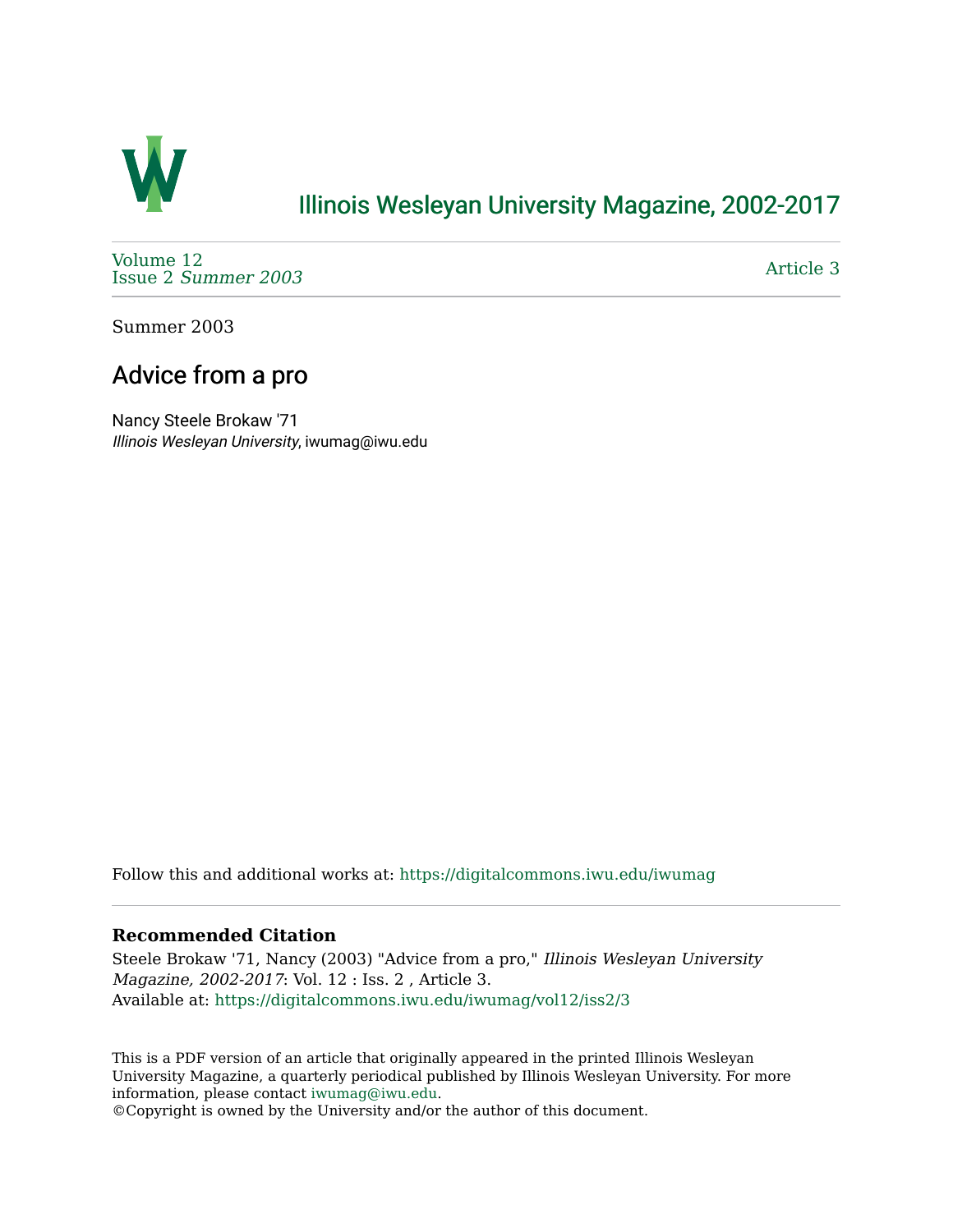# Illinois Wesleyan University Magazine, 2002-2017

Volume 12
Issue 2 *Summer 2003*

Article 3

Summer 2003

## Advice from a pro

Nancy Steele Brokaw '71
*Illinois Wesleyan University*, iwumag@iwu.edu

Follow this and additional works at: https://digitalcommons.iwu.edu/iwumag

### Recommended Citation

Steele Brokaw '71, Nancy (2003) "Advice from a pro," *Illinois Wesleyan University Magazine, 2002-2017*: Vol. 12 : Iss. 2 , Article 3.
Available at: https://digitalcommons.iwu.edu/iwumag/vol12/iss2/3

This is a PDF version of an article that originally appeared in the printed Illinois Wesleyan University Magazine, a quarterly periodical published by Illinois Wesleyan University. For more information, please contact iwumag@iwu.edu.
©Copyright is owned by the University and/or the author of this document.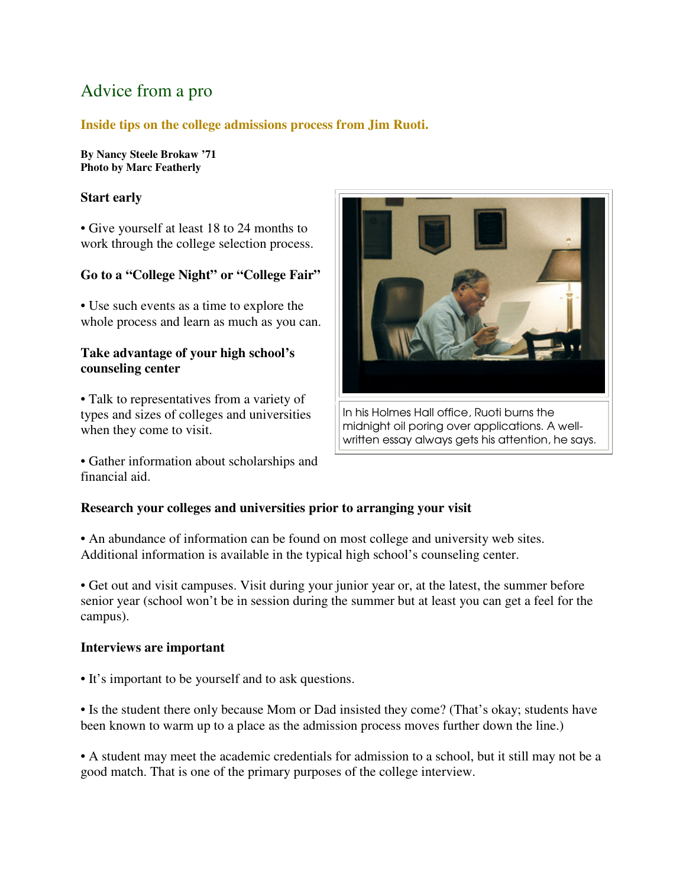# Advice from a pro

**Inside tips on the college admissions process from Jim Ruoti.**

**By Nancy Steele Brokaw '71**
**Photo by Marc Featherly**

### Start early

• Give yourself at least 18 to 24 months to work through the college selection process.

### Go to a "College Night" or "College Fair"

• Use such events as a time to explore the whole process and learn as much as you can.

### Take advantage of your high school's counseling center

• Talk to representatives from a variety of types and sizes of colleges and universities when they come to visit.

• Gather information about scholarships and financial aid.

In his Holmes Hall office, Ruoti burns the midnight oil poring over applications. A well-written essay always gets his attention, he says.

### Research your colleges and universities prior to arranging your visit

• An abundance of information can be found on most college and university web sites. Additional information is available in the typical high school's counseling center.

• Get out and visit campuses. Visit during your junior year or, at the latest, the summer before senior year (school won't be in session during the summer but at least you can get a feel for the campus).

### Interviews are important

• It's important to be yourself and to ask questions.

• Is the student there only because Mom or Dad insisted they come? (That's okay; students have been known to warm up to a place as the admission process moves further down the line.)

• A student may meet the academic credentials for admission to a school, but it still may not be a good match. That is one of the primary purposes of the college interview.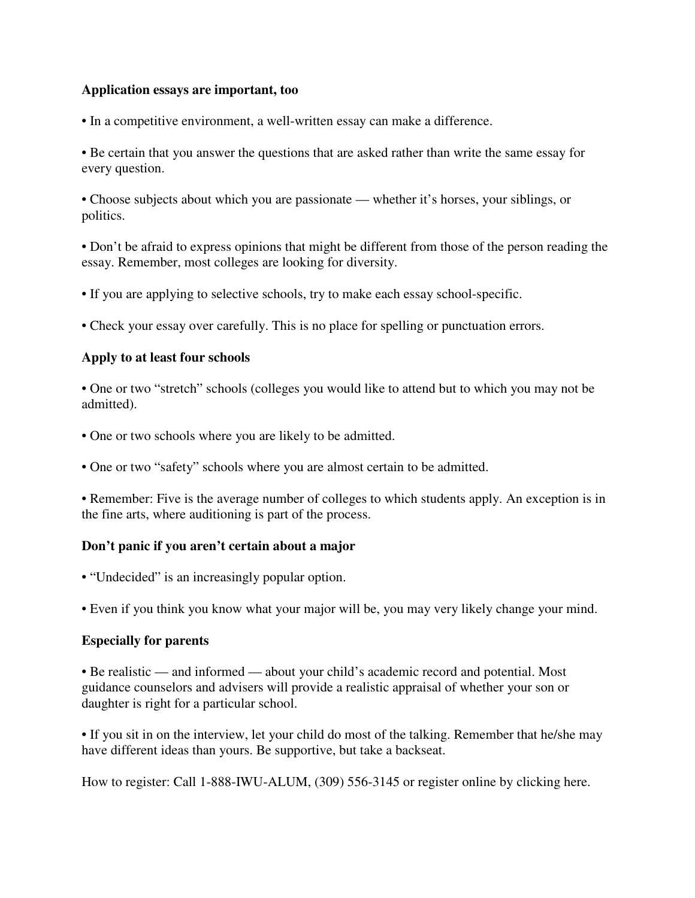**Application essays are important, too**

• In a competitive environment, a well-written essay can make a difference.

• Be certain that you answer the questions that are asked rather than write the same essay for every question.

• Choose subjects about which you are passionate — whether it's horses, your siblings, or politics.

• Don't be afraid to express opinions that might be different from those of the person reading the essay. Remember, most colleges are looking for diversity.

• If you are applying to selective schools, try to make each essay school-specific.

• Check your essay over carefully. This is no place for spelling or punctuation errors.

**Apply to at least four schools**

• One or two "stretch" schools (colleges you would like to attend but to which you may not be admitted).

• One or two schools where you are likely to be admitted.

• One or two "safety" schools where you are almost certain to be admitted.

• Remember: Five is the average number of colleges to which students apply. An exception is in the fine arts, where auditioning is part of the process.

**Don't panic if you aren't certain about a major**

• "Undecided" is an increasingly popular option.

• Even if you think you know what your major will be, you may very likely change your mind.

**Especially for parents**

• Be realistic — and informed — about your child's academic record and potential. Most guidance counselors and advisers will provide a realistic appraisal of whether your son or daughter is right for a particular school.

• If you sit in on the interview, let your child do most of the talking. Remember that he/she may have different ideas than yours. Be supportive, but take a backseat.

How to register: Call 1-888-IWU-ALUM, (309) 556-3145 or register online by clicking here.